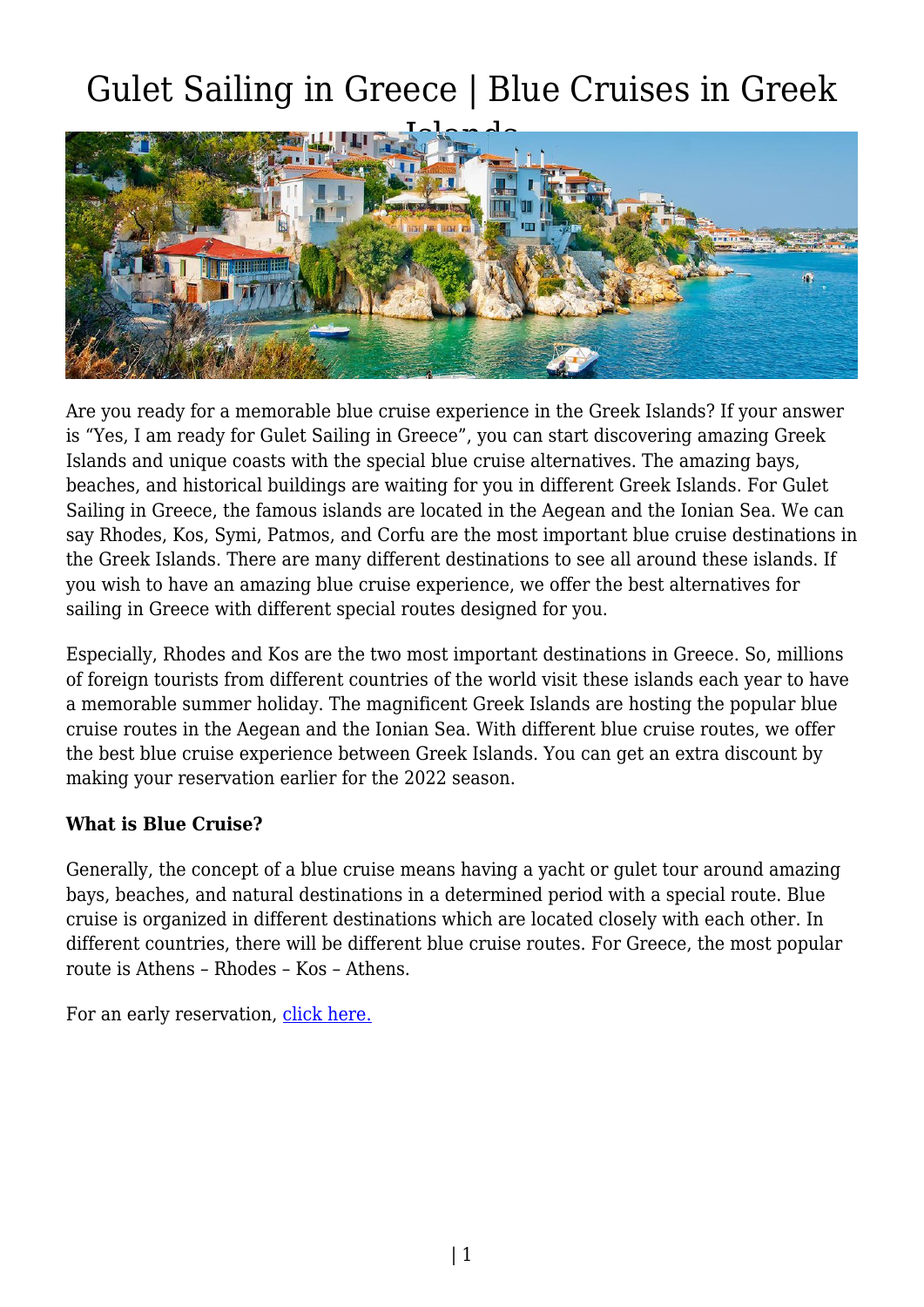# Gulet Sailing in Greece | Blue Cruises in Greek Islands

Are you ready for a memorable blue cruise experience in the Greek Islands? If your answer is "Yes, I am ready for Gulet Sailing in Greece", you can start discovering amazing Greek Islands and unique coasts with the special blue cruise alternatives. The amazing bays, beaches, and historical buildings are waiting for you in different Greek Islands. For Gulet Sailing in Greece, the famous islands are located in the Aegean and the Ionian Sea. We can say Rhodes, Kos, Symi, Patmos, and Corfu are the most important blue cruise destinations in the Greek Islands. There are many different destinations to see all around these islands. If you wish to have an amazing blue cruise experience, we offer the best alternatives for sailing in Greece with different special routes designed for you.

Especially, Rhodes and Kos are the two most important destinations in Greece. So, millions of foreign tourists from different countries of the world visit these islands each year to have a memorable summer holiday. The magnificent Greek Islands are hosting the popular blue cruise routes in the Aegean and the Ionian Sea. With different blue cruise routes, we offer the best blue cruise experience between Greek Islands. You can get an extra discount by making your reservation earlier for the 2022 season.

**What is Blue Cruise?**

Generally, the concept of a blue cruise means having a yacht or gulet tour around amazing bays, beaches, and natural destinations in a determined period with a special route. Blue cruise is organized in different destinations which are located closely with each other. In different countries, there will be different blue cruise routes. For Greece, the most popular route is Athens – Rhodes – Kos – Athens.

For an early reservation, [click here.]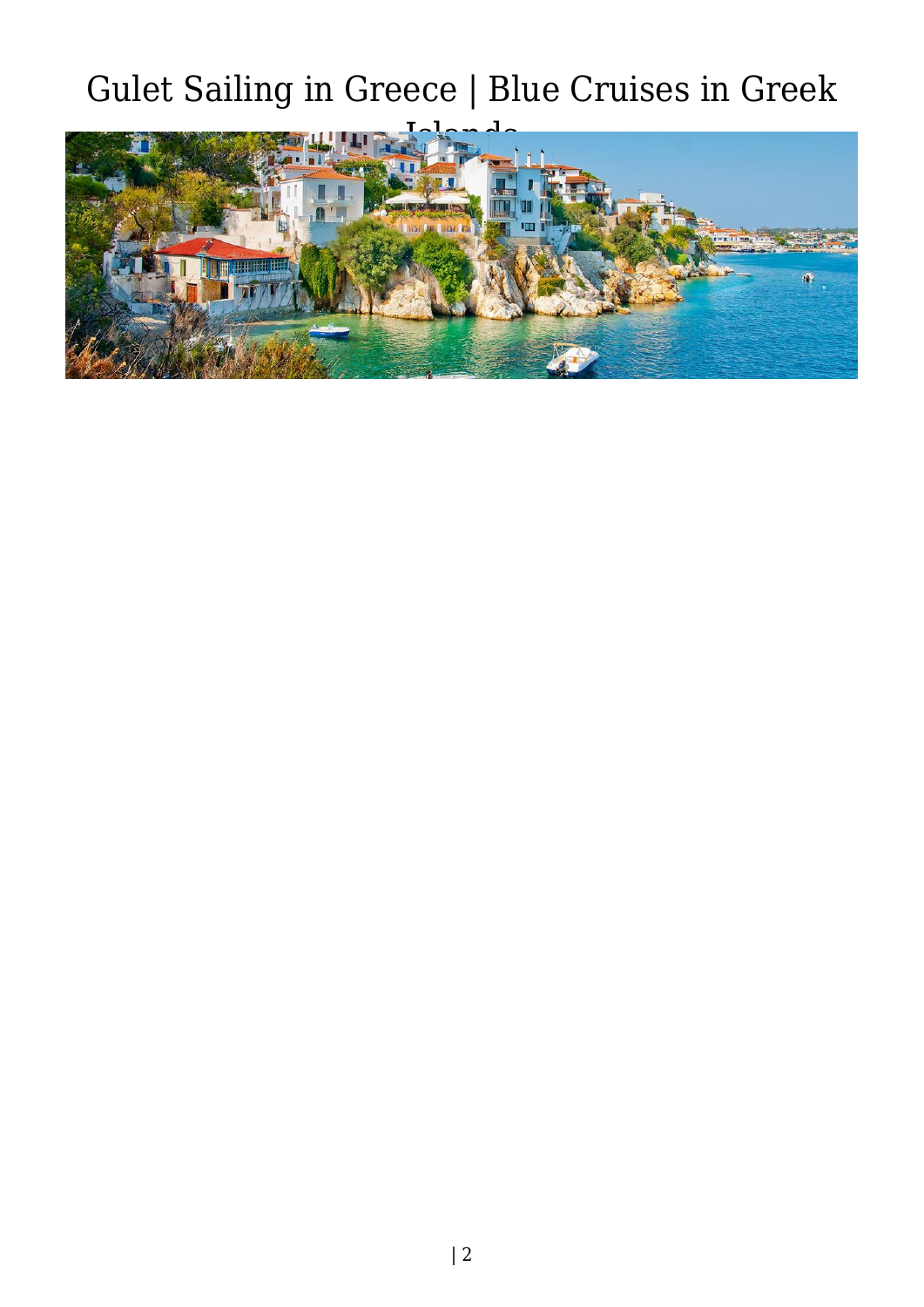# Gulet Sailing in Greece | Blue Cruises in Greek Islands